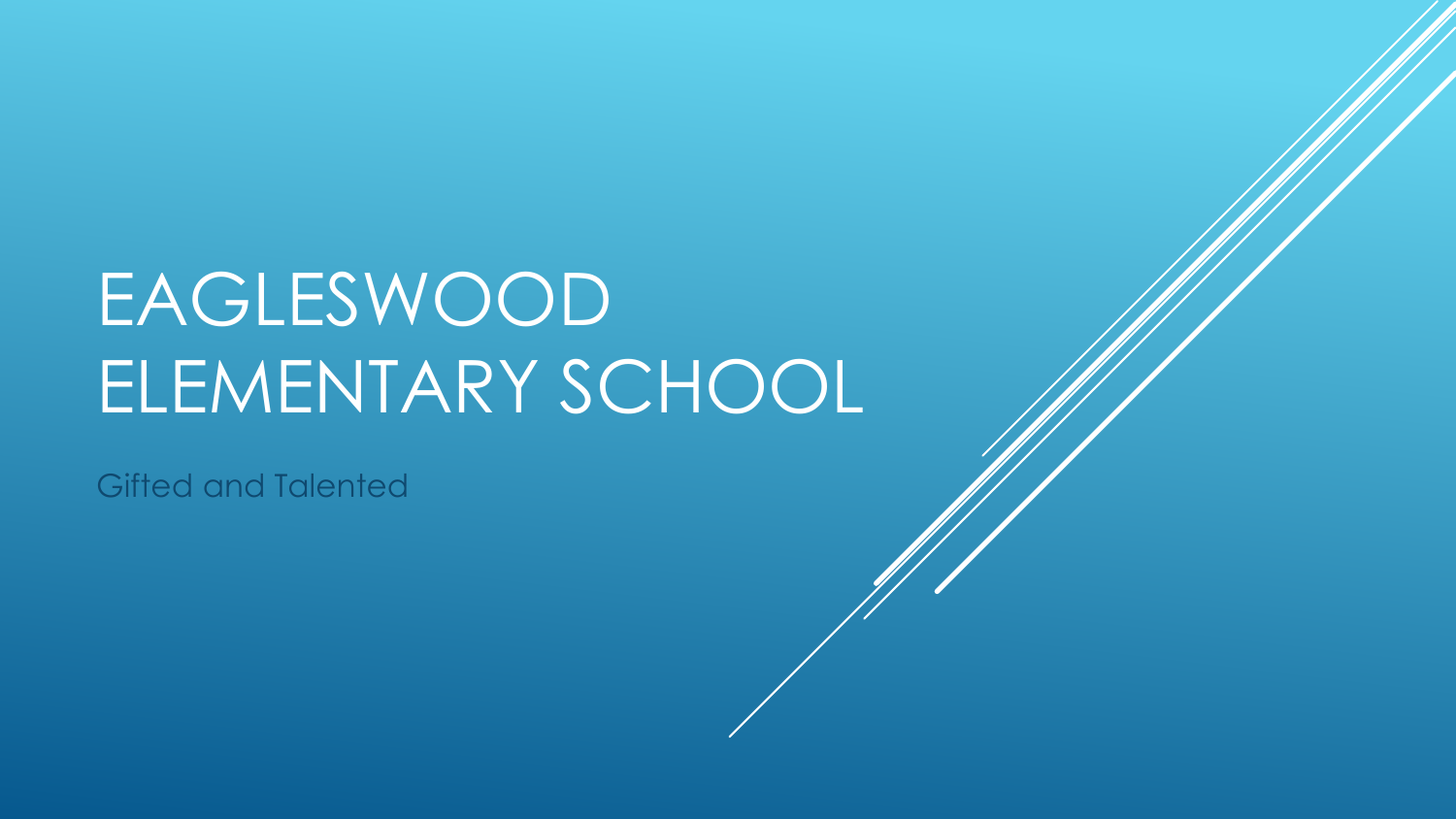# EAGLESWOOD ELEMENTARY SCHOOL

Gifted and Talented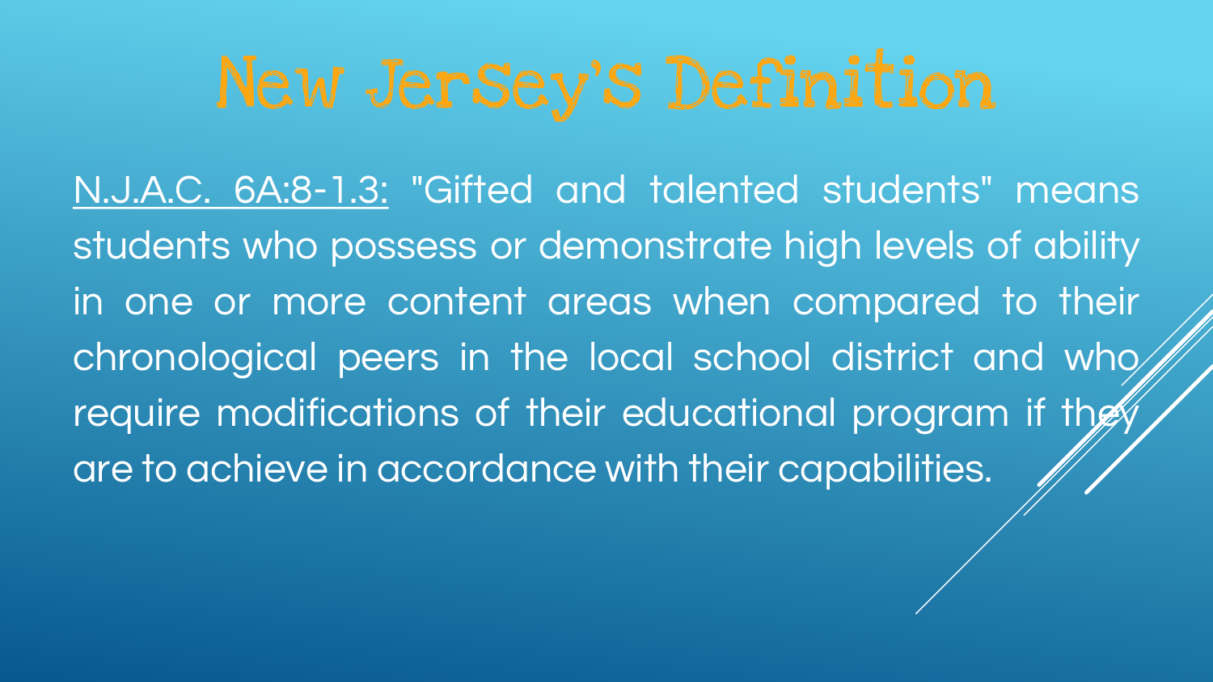# New Jersey's Definition

N.J.A.C. 6A:8-1.3: "Gifted and talented students" means students who possess or demonstrate high levels of ability in one or more content areas when compared to their chronological peers in the local school district and who require modifications of their educational program if they are to achieve in accordance with their capabilities.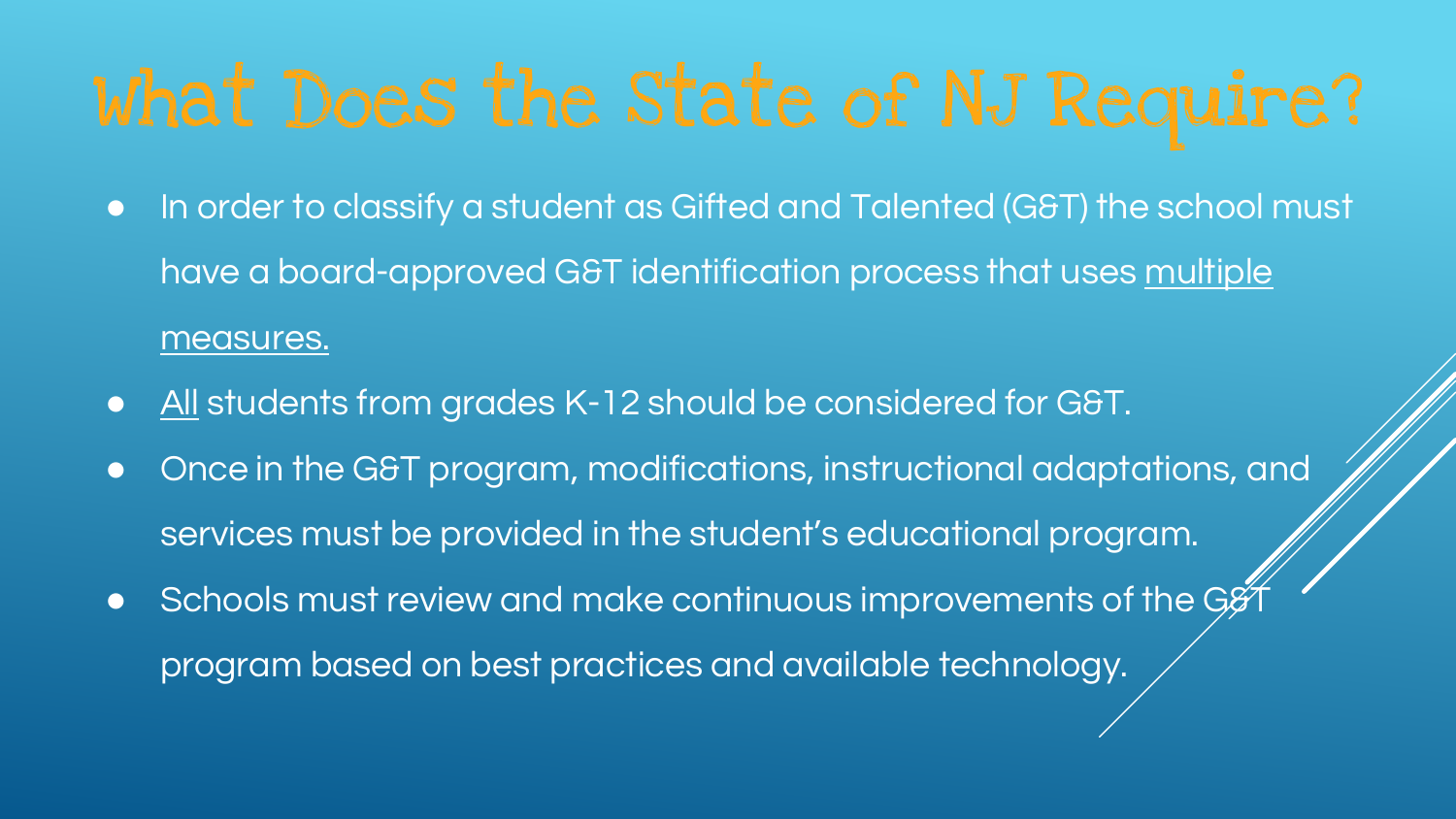# What Does the State of NJ Require?

- In order to classify a student as Gifted and Talented (G&T) the school must have a board-approved G&T identification process that uses <u>multiple measures.</u>
- <u>All</u> students from grades K-12 should be considered for G&T.
- Once in the G&T program, modifications, instructional adaptations, and services must be provided in the student's educational program.
- Schools must review and make continuous improvements of the G&T program based on best practices and available technology.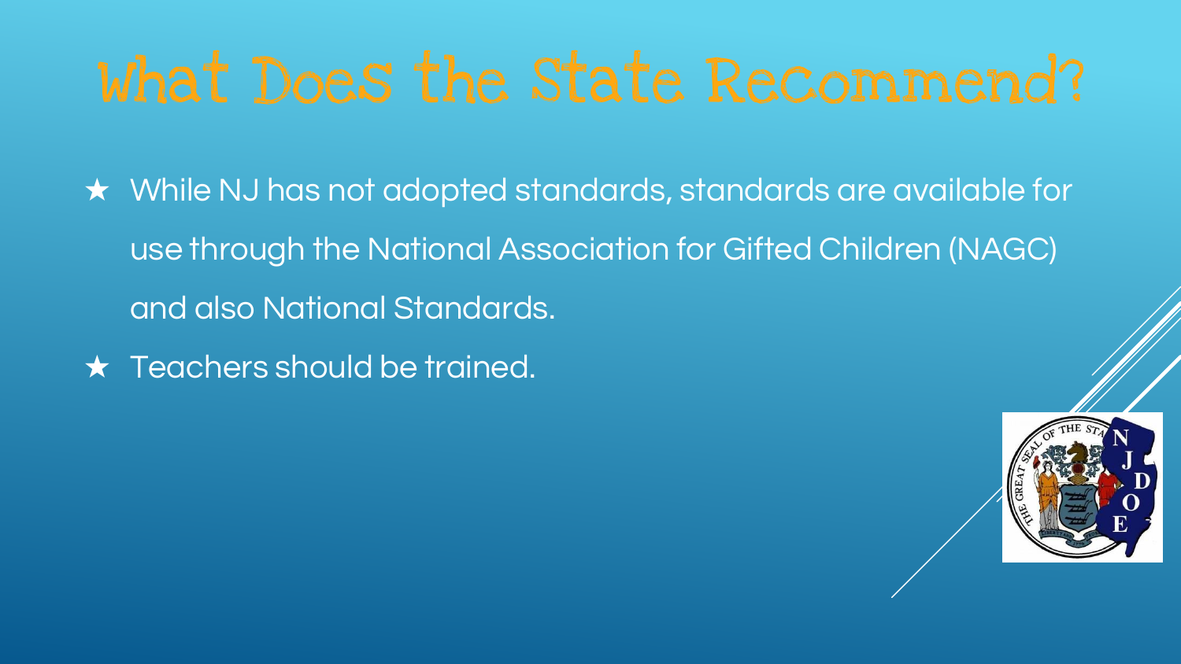# What Does the State Recommend?

- While NJ has not adopted standards, standards are available for use through the National Association for Gifted Children (NAGC) and also National Standards.
- Teachers should be trained.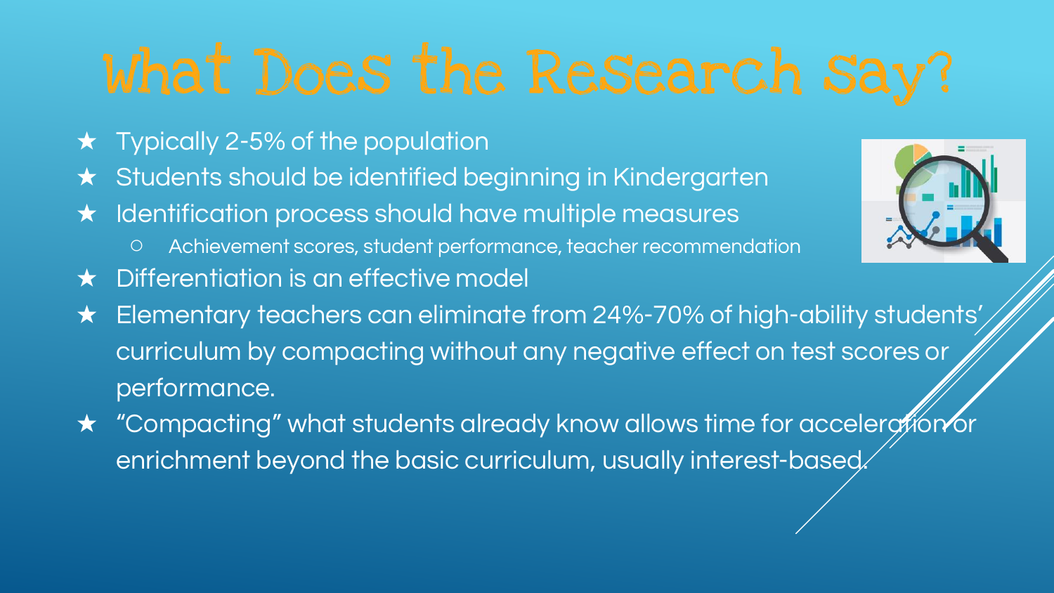# What Does the Research Say?

- Typically 2-5% of the population
- Students should be identified beginning in Kindergarten
- Identification process should have multiple measures
  - Achievement scores, student performance, teacher recommendation
- Differentiation is an effective model
- Elementary teachers can eliminate from 24%-70% of high-ability students' curriculum by compacting without any negative effect on test scores or performance.
- "Compacting" what students already know allows time for acceleration or enrichment beyond the basic curriculum, usually interest-based.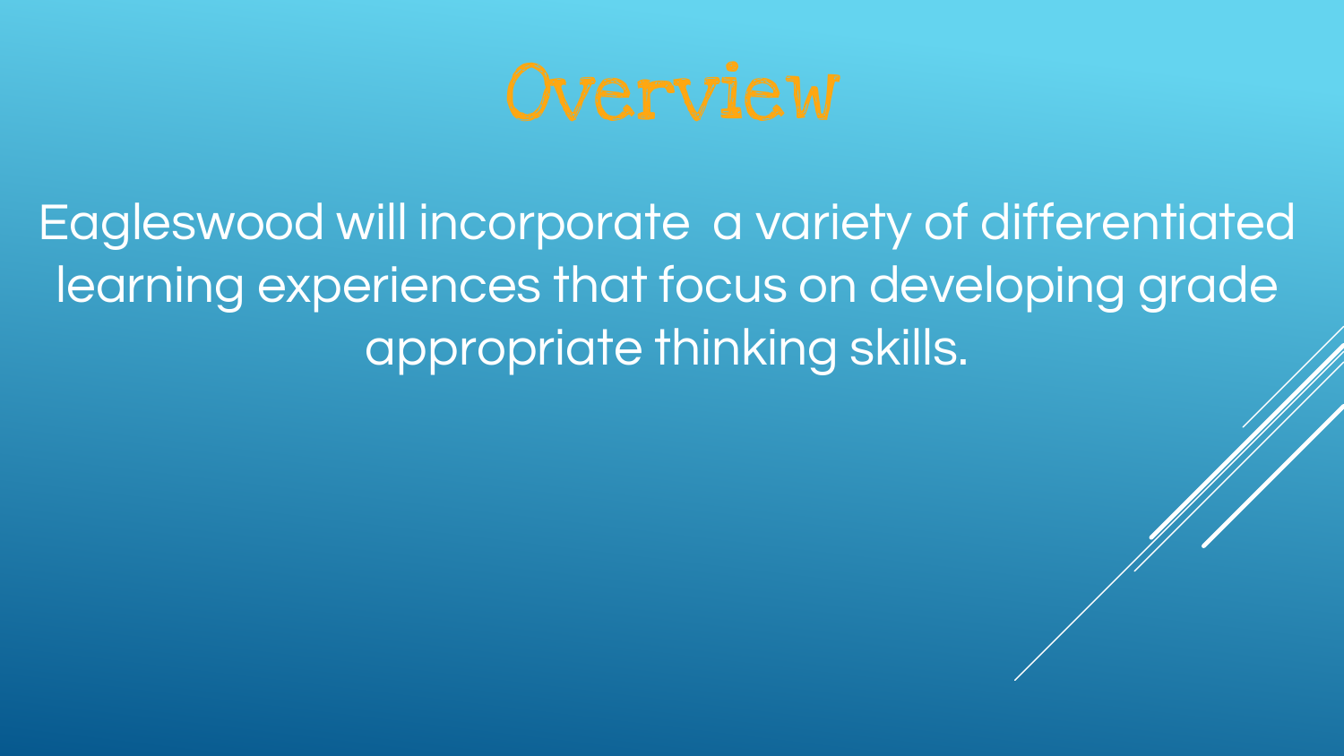# Overview

Eagleswood will incorporate a variety of differentiated learning experiences that focus on developing grade appropriate thinking skills.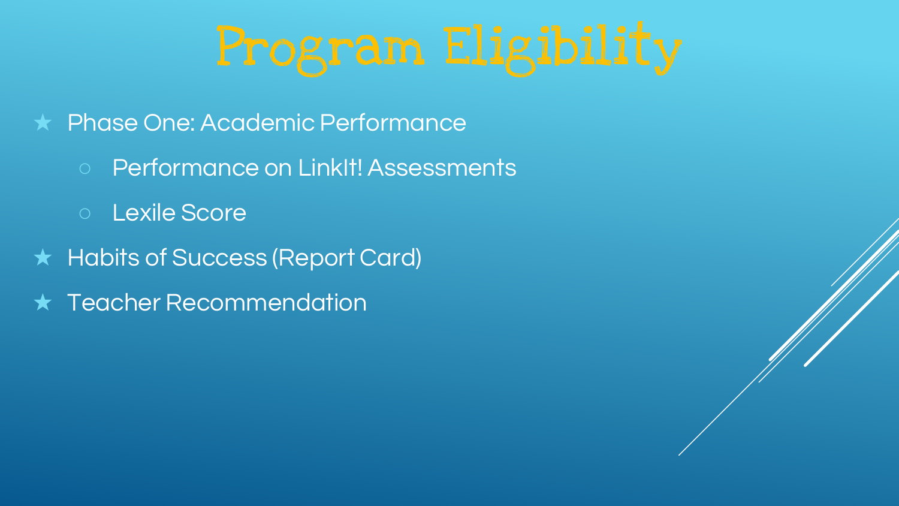# Program Eligibility

- Phase One: Academic Performance
  - Performance on LinkIt! Assessments
  - Lexile Score
- Habits of Success (Report Card)
- Teacher Recommendation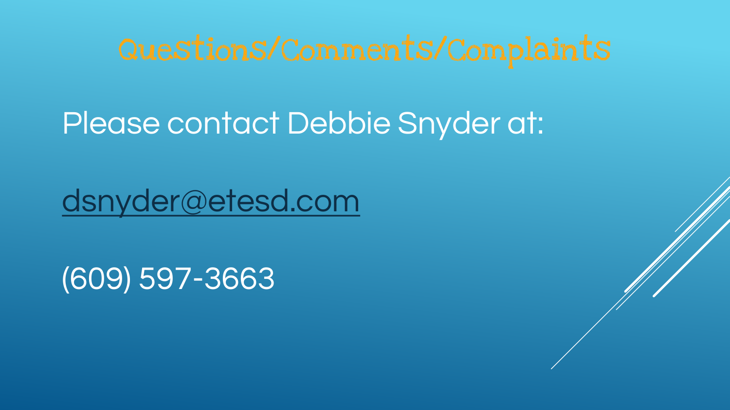# Questions/Comments/Complaints

Please contact Debbie Snyder at:

dsnyder@etesd.com

(609) 597-3663